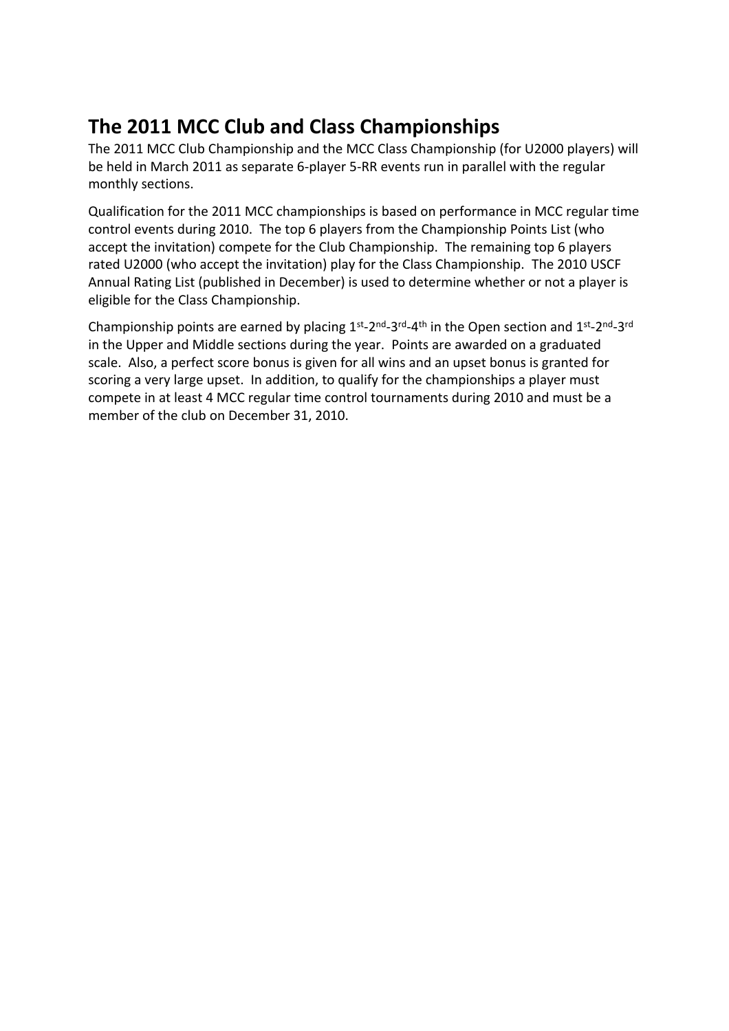## The 2011 MCC Club and Class Championships

The 2011 MCC Club Championship and the MCC Class Championship (for U2000 players) will be held in March 2011 as separate 6-player 5-RR events run in parallel with the regular monthly sections.

Qualification for the 2011 MCC championships is based on performance in MCC regular time control events during 2010. The top 6 players from the Championship Points List (who accept the invitation) compete for the Club Championship. The remaining top 6 players rated U2000 (who accept the invitation) play for the Class Championship. The 2010 USCF Annual Rating List (published in December) is used to determine whether or not a player is eligible for the Class Championship.

Championship points are earned by placing 1st-2nd-3rd-4th in the Open section and 1st-2nd-3rd in the Upper and Middle sections during the year. Points are awarded on a graduated scale. Also, a perfect score bonus is given for all wins and an upset bonus is granted for scoring a very large upset. In addition, to qualify for the championships a player must compete in at least 4 MCC regular time control tournaments during 2010 and must be a member of the club on December 31, 2010.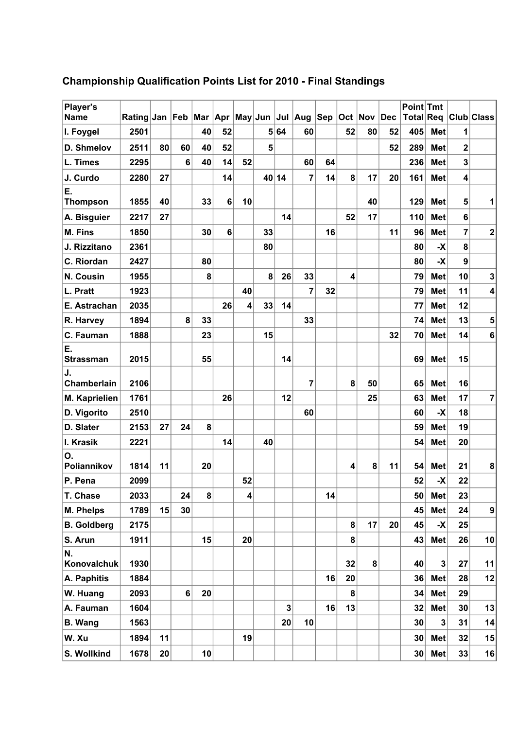### Championship Qualification Points List for 2010 - Final Standings

| Player's Name | Rating | Jan | Feb | Mar | Apr | May | Jun | Jul | Aug | Sep | Oct | Nov | Dec | Point Total | Tmt Req | Club | Class |
|---|---|---|---|---|---|---|---|---|---|---|---|---|---|---|---|---|---|
| I. Foygel | 2501 | | | 40 | 52 | | 5 | 64 | 60 | | 52 | 80 | 52 | 405 | Met | 1 | |
| D. Shmelov | 2511 | 80 | 60 | 40 | 52 | | 5 | | | | | | 52 | 289 | Met | 2 | |
| L. Times | 2295 | | 6 | 40 | 14 | 52 | | | 60 | 64 | | | | 236 | Met | 3 | |
| J. Curdo | 2280 | 27 | | | 14 | | 40 | 14 | 7 | 14 | 8 | 17 | 20 | 161 | Met | 4 | |
| E. Thompson | 1855 | 40 | | 33 | 6 | 10 | | | | | | 40 | | 129 | Met | 5 | 1 |
| A. Bisguier | 2217 | 27 | | | | | | 14 | | | 52 | 17 | | 110 | Met | 6 | |
| M. Fins | 1850 | | | 30 | 6 | | 33 | | | 16 | | | 11 | 96 | Met | 7 | 2 |
| J. Rizzitano | 2361 | | | | | | 80 | | | | | | | 80 | -X | 8 | |
| C. Riordan | 2427 | | | 80 | | | | | | | | | | 80 | -X | 9 | |
| N. Cousin | 1955 | | | 8 | | | 8 | 26 | 33 | | 4 | | | 79 | Met | 10 | 3 |
| L. Pratt | 1923 | | | | | 40 | | | 7 | 32 | | | | 79 | Met | 11 | 4 |
| E. Astrachan | 2035 | | | | 26 | 4 | 33 | 14 | | | | | | 77 | Met | 12 | |
| R. Harvey | 1894 | | 8 | 33 | | | | | 33 | | | | | 74 | Met | 13 | 5 |
| C. Fauman | 1888 | | | 23 | | | 15 | | | | | | 32 | 70 | Met | 14 | 6 |
| E. Strassman | 2015 | | | 55 | | | | 14 | | | | | | 69 | Met | 15 | |
| J. Chamberlain | 2106 | | | | | | | | 7 | | 8 | 50 | | 65 | Met | 16 | |
| M. Kaprielien | 1761 | | | | 26 | | | 12 | | | | 25 | | 63 | Met | 17 | 7 |
| D. Vigorito | 2510 | | | | | | | | 60 | | | | | 60 | -X | 18 | |
| D. Slater | 2153 | 27 | 24 | 8 | | | | | | | | | | 59 | Met | 19 | |
| I. Krasik | 2221 | | | | 14 | | 40 | | | | | | | 54 | Met | 20 | |
| O. Poliannikov | 1814 | 11 | | 20 | | | | | | | 4 | 8 | 11 | 54 | Met | 21 | 8 |
| P. Pena | 2099 | | | | | 52 | | | | | | | | 52 | -X | 22 | |
| T. Chase | 2033 | | 24 | 8 | | 4 | | | | 14 | | | | 50 | Met | 23 | |
| M. Phelps | 1789 | 15 | 30 | | | | | | | | | | | 45 | Met | 24 | 9 |
| B. Goldberg | 2175 | | | | | | | | | | 8 | 17 | 20 | 45 | -X | 25 | |
| S. Arun | 1911 | | | 15 | | 20 | | | | | 8 | | | 43 | Met | 26 | 10 |
| N. Konovalchuk | 1930 | | | | | | | | | | 32 | 8 | | 40 | 3 | 27 | 11 |
| A. Paphitis | 1884 | | | | | | | | | 16 | 20 | | | 36 | Met | 28 | 12 |
| W. Huang | 2093 | | 6 | 20 | | | | | | | 8 | | | 34 | Met | 29 | |
| A. Fauman | 1604 | | | | | | | 3 | | 16 | 13 | | | 32 | Met | 30 | 13 |
| B. Wang | 1563 | | | | | | | 20 | 10 | | | | | 30 | 3 | 31 | 14 |
| W. Xu | 1894 | 11 | | | | 19 | | | | | | | | 30 | Met | 32 | 15 |
| S. Wollkind | 1678 | 20 | | 10 | | | | | | | | | | 30 | Met | 33 | 16 |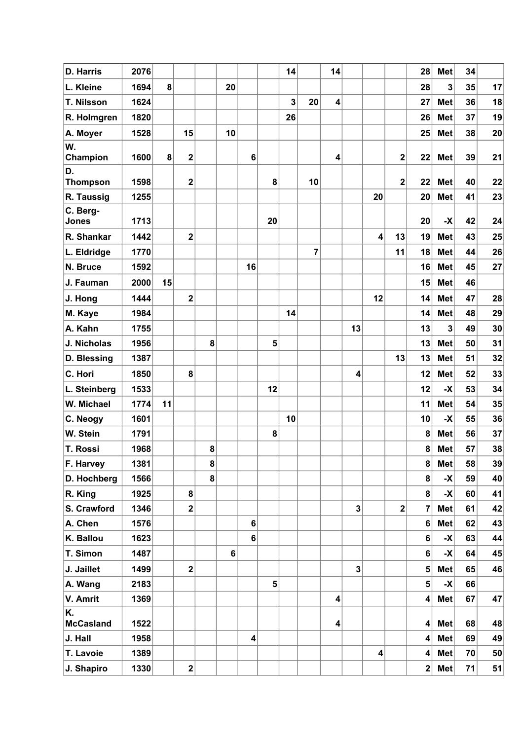| | | | | | | | | | | | | | | | | | |
|---|---|---|---|---|---|---|---|---|---|---|---|---|---|---|---|---|---|
| D. Harris | 2076 | | | | | | | 14 | | 14 | | | | 28 | Met | 34 | |
| L. Kleine | 1694 | 8 | | | 20 | | | | | | | | | 28 | 3 | 35 | 17 |
| T. Nilsson | 1624 | | | | | | | 3 | 20 | 4 | | | | 27 | Met | 36 | 18 |
| R. Holmgren | 1820 | | | | | | | 26 | | | | | | 26 | Met | 37 | 19 |
| A. Moyer | 1528 | | 15 | | 10 | | | | | | | | | 25 | Met | 38 | 20 |
| W. Champion | 1600 | 8 | 2 | | | 6 | | | | 4 | | | 2 | 22 | Met | 39 | 21 |
| D. Thompson | 1598 | | 2 | | | | 8 | | 10 | | | | 2 | 22 | Met | 40 | 22 |
| R. Taussig | 1255 | | | | | | | | | | | 20 | | 20 | Met | 41 | 23 |
| C. Berg-Jones | 1713 | | | | | | 20 | | | | | | | 20 | -X | 42 | 24 |
| R. Shankar | 1442 | | 2 | | | | | | | | | 4 | 13 | 19 | Met | 43 | 25 |
| L. Eldridge | 1770 | | | | | | | | 7 | | | | 11 | 18 | Met | 44 | 26 |
| N. Bruce | 1592 | | | | | 16 | | | | | | | | 16 | Met | 45 | 27 |
| J. Fauman | 2000 | 15 | | | | | | | | | | | | 15 | Met | 46 | |
| J. Hong | 1444 | | 2 | | | | | | | | | 12 | | 14 | Met | 47 | 28 |
| M. Kaye | 1984 | | | | | | | 14 | | | | | | 14 | Met | 48 | 29 |
| A. Kahn | 1755 | | | | | | | | | | 13 | | | 13 | 3 | 49 | 30 |
| J. Nicholas | 1956 | | | 8 | | | 5 | | | | | | | 13 | Met | 50 | 31 |
| D. Blessing | 1387 | | | | | | | | | | | | 13 | 13 | Met | 51 | 32 |
| C. Hori | 1850 | | 8 | | | | | | | | 4 | | | 12 | Met | 52 | 33 |
| L. Steinberg | 1533 | | | | | | 12 | | | | | | | 12 | -X | 53 | 34 |
| W. Michael | 1774 | 11 | | | | | | | | | | | | 11 | Met | 54 | 35 |
| C. Neogy | 1601 | | | | | | | 10 | | | | | | 10 | -X | 55 | 36 |
| W. Stein | 1791 | | | | | | 8 | | | | | | | 8 | Met | 56 | 37 |
| T. Rossi | 1968 | | | 8 | | | | | | | | | | 8 | Met | 57 | 38 |
| F. Harvey | 1381 | | | 8 | | | | | | | | | | 8 | Met | 58 | 39 |
| D. Hochberg | 1566 | | | 8 | | | | | | | | | | 8 | -X | 59 | 40 |
| R. King | 1925 | | 8 | | | | | | | | | | | 8 | -X | 60 | 41 |
| S. Crawford | 1346 | | 2 | | | | | | | | 3 | | 2 | 7 | Met | 61 | 42 |
| A. Chen | 1576 | | | | | 6 | | | | | | | | 6 | Met | 62 | 43 |
| K. Ballou | 1623 | | | | | 6 | | | | | | | | 6 | -X | 63 | 44 |
| T. Simon | 1487 | | | | 6 | | | | | | | | | 6 | -X | 64 | 45 |
| J. Jaillet | 1499 | | 2 | | | | | | | | 3 | | | 5 | Met | 65 | 46 |
| A. Wang | 2183 | | | | | | 5 | | | | | | | 5 | -X | 66 | |
| V. Amrit | 1369 | | | | | | | | | 4 | | | | 4 | Met | 67 | 47 |
| K. McCasland | 1522 | | | | | | | | | 4 | | | | 4 | Met | 68 | 48 |
| J. Hall | 1958 | | | | | 4 | | | | | | | | 4 | Met | 69 | 49 |
| T. Lavoie | 1389 | | | | | | | | | | | 4 | | 4 | Met | 70 | 50 |
| J. Shapiro | 1330 | | 2 | | | | | | | | | | | 2 | Met | 71 | 51 |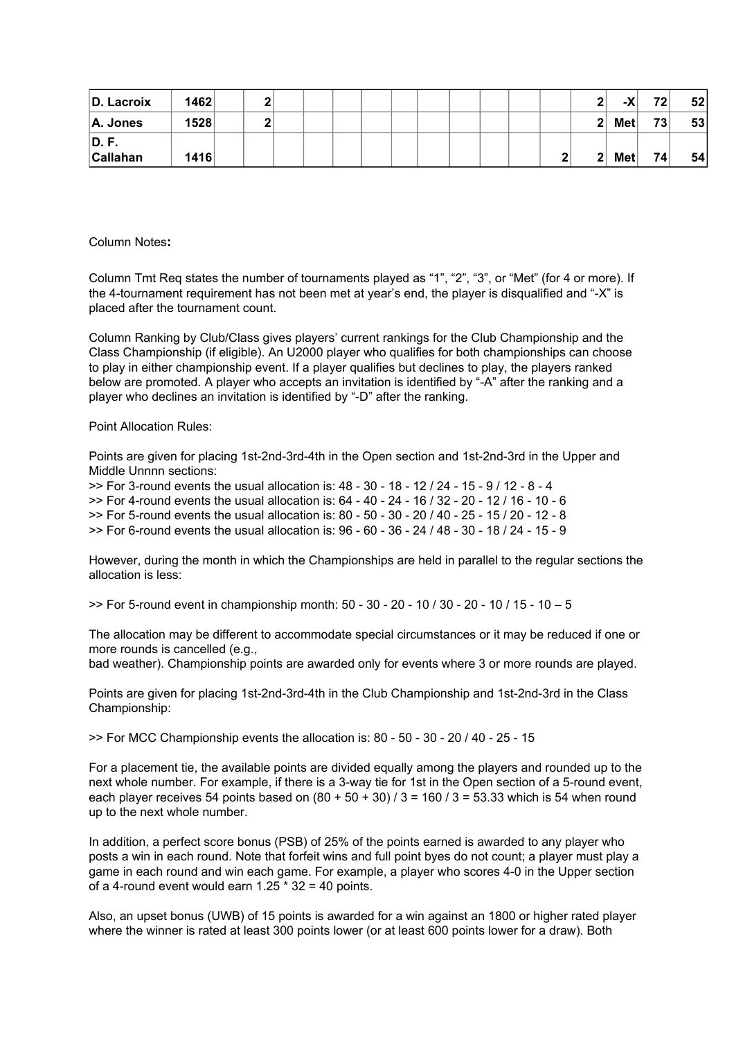| | | | | | | | | | | | | | | | | |
|---|---|---|---|---|---|---|---|---|---|---|---|---|---|---|---|---|
| **D. Lacroix** | **1462** | | **2** | | | | | | | | | | | **2** | **-X** | **72** | **52** |
| **A. Jones** | **1528** | | **2** | | | | | | | | | | | **2** | **Met** | **73** | **53** |
| **D. F. Callahan** | **1416** | | | | | | | | | | | | **2** | **2** | **Met** | **74** | **54** |

Column Notes**:**

Column Tmt Req states the number of tournaments played as "1", "2", "3", or "Met" (for 4 or more). If the 4-tournament requirement has not been met at year's end, the player is disqualified and "-X" is placed after the tournament count.

Column Ranking by Club/Class gives players' current rankings for the Club Championship and the Class Championship (if eligible). An U2000 player who qualifies for both championships can choose to play in either championship event. If a player qualifies but declines to play, the players ranked below are promoted. A player who accepts an invitation is identified by "-A" after the ranking and a player who declines an invitation is identified by "-D" after the ranking.

Point Allocation Rules:

Points are given for placing 1st-2nd-3rd-4th in the Open section and 1st-2nd-3rd in the Upper and Middle Unnnn sections:

>> For 3-round events the usual allocation is: 48 - 30 - 18 - 12 / 24 - 15 - 9 / 12 - 8 - 4
>> For 4-round events the usual allocation is: 64 - 40 - 24 - 16 / 32 - 20 - 12 / 16 - 10 - 6
>> For 5-round events the usual allocation is: 80 - 50 - 30 - 20 / 40 - 25 - 15 / 20 - 12 - 8
>> For 6-round events the usual allocation is: 96 - 60 - 36 - 24 / 48 - 30 - 18 / 24 - 15 - 9

However, during the month in which the Championships are held in parallel to the regular sections the allocation is less:

>> For 5-round event in championship month: 50 - 30 - 20 - 10 / 30 - 20 - 10 / 15 - 10 – 5

The allocation may be different to accommodate special circumstances or it may be reduced if one or more rounds is cancelled (e.g.,
bad weather). Championship points are awarded only for events where 3 or more rounds are played.

Points are given for placing 1st-2nd-3rd-4th in the Club Championship and 1st-2nd-3rd in the Class Championship:

>> For MCC Championship events the allocation is: 80 - 50 - 30 - 20 / 40 - 25 - 15

For a placement tie, the available points are divided equally among the players and rounded up to the next whole number. For example, if there is a 3-way tie for 1st in the Open section of a 5-round event, each player receives 54 points based on (80 + 50 + 30) / 3 = 160 / 3 = 53.33 which is 54 when round up to the next whole number.

In addition, a perfect score bonus (PSB) of 25% of the points earned is awarded to any player who posts a win in each round. Note that forfeit wins and full point byes do not count; a player must play a game in each round and win each game. For example, a player who scores 4-0 in the Upper section of a 4-round event would earn 1.25 * 32 = 40 points.

Also, an upset bonus (UWB) of 15 points is awarded for a win against an 1800 or higher rated player where the winner is rated at least 300 points lower (or at least 600 points lower for a draw). Both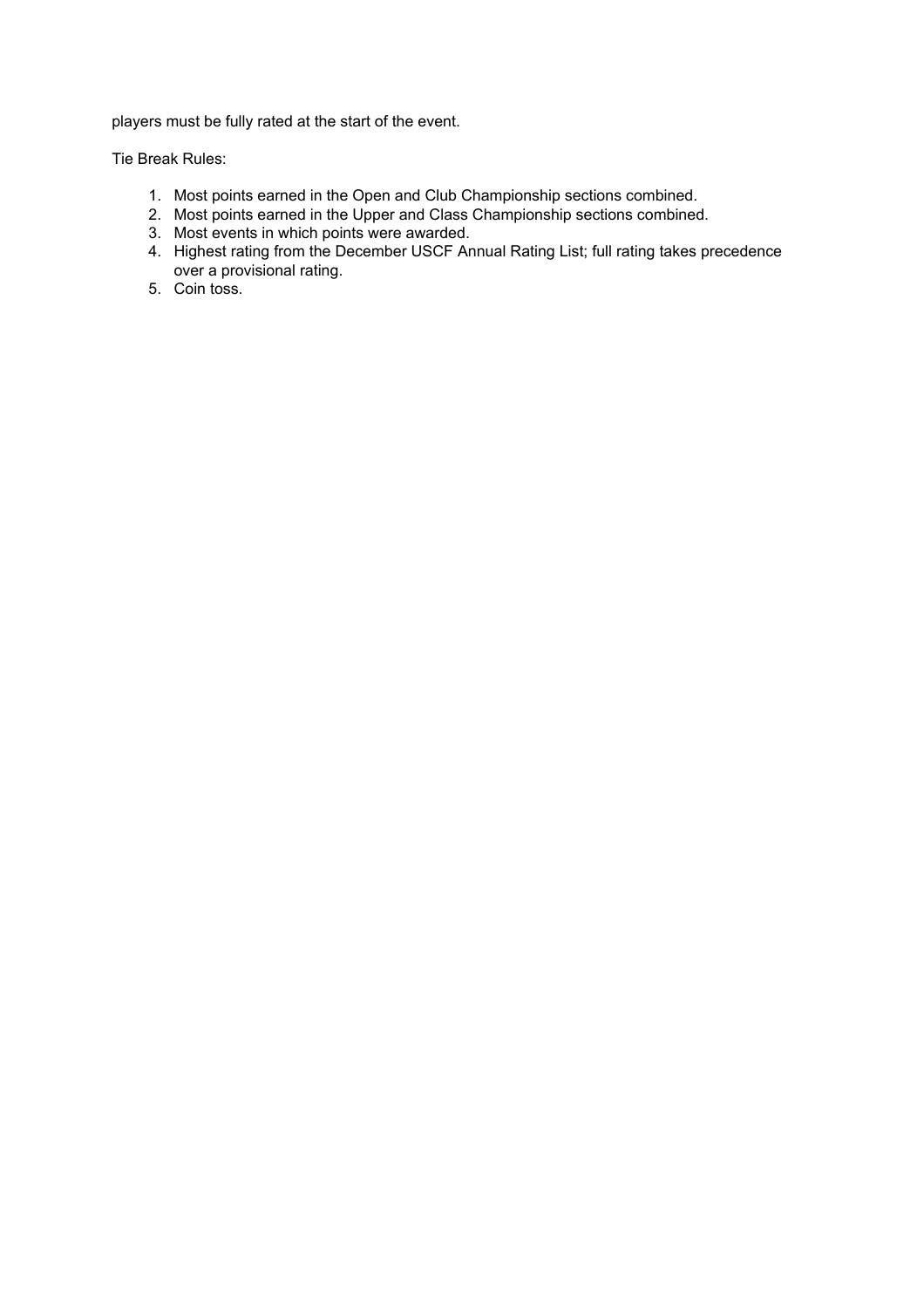players must be fully rated at the start of the event.

Tie Break Rules:

1. Most points earned in the Open and Club Championship sections combined.
2. Most points earned in the Upper and Class Championship sections combined.
3. Most events in which points were awarded.
4. Highest rating from the December USCF Annual Rating List; full rating takes precedence over a provisional rating.
5. Coin toss.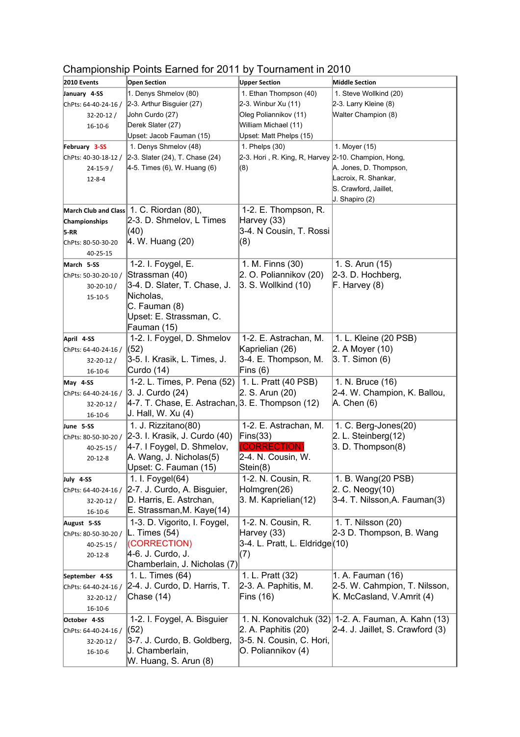# Championship Points Earned for 2011 by Tournament in 2010

| 2010 Events | Open Section | Upper Section | Middle Section |
|---|---|---|---|
| **January 4-SS** ChPts: 64-40-24-16 / 32-20-12 / 16-10-6 | 1. Denys Shmelov (80) 2-3. Arthur Bisguier (27) John Curdo (27) Derek Slater (27) Upset: Jacob Fauman (15) | 1. Ethan Thompson (40) 2-3. Winbur Xu (11) Oleg Poliannikov (11) William Michael (11) Upset: Matt Phelps (15) | 1. Steve Wollkind (20) 2-3. Larry Kleine (8) Walter Champion (8) |
| **February 3-SS** ChPts: 40-30-18-12 / 24-15-9 / 12-8-4 | 1. Denys Shmelov (48) 2-3. Slater (24), T. Chase (24) 4-5. Times (6), W. Huang (6) | 1. Phelps (30) 2-3. Hori , R. King, R, Harvey (8) | 1. Moyer (15) 2-10. Champion, Hong, A. Jones, D. Thompson, Lacroix, R. Shankar, S. Crawford, Jaillet, J. Shapiro (2) |
| **March Club and Class Championships 5-RR** ChPts: 80-50-30-20 40-25-15 | 1. C. Riordan (80), 2-3. D. Shmelov, L Times (40) 4. W. Huang (20) | 1-2. E. Thompson, R. Harvey (33) 3-4. N Cousin, T. Rossi (8) | |
| **March 5-SS** ChPts: 50-30-20-10 / 30-20-10 / 15-10-5 | 1-2. I. Foygel, E. Strassman (40) 3-4. D. Slater, T. Chase, J. Nicholas, C. Fauman (8) Upset: E. Strassman, C. Fauman (15) | 1. M. Finns (30) 2. O. Poliannikov (20) 3. S. Wollkind (10) | 1. S. Arun (15) 2-3. D. Hochberg, F. Harvey (8) |
| **April 4-SS** ChPts: 64-40-24-16 / 32-20-12 / 16-10-6 | 1-2. I. Foygel, D. Shmelov (52) 3-5. I. Krasik, L. Times, J. Curdo (14) | 1-2. E. Astrachan, M. Kaprielian (26) 3-4. E. Thompson, M. Fins (6) | 1. L. Kleine (20 PSB) 2. A Moyer (10) 3. T. Simon (6) |
| **May 4-SS** ChPts: 64-40-24-16 / 32-20-12 / 16-10-6 | 1-2. L. Times, P. Pena (52) 3. J. Curdo (24) 4-7. T. Chase, E. Astrachan, J. Hall, W. Xu (4) | 1. L. Pratt (40 PSB) 2. S. Arun (20) 3. E. Thompson (12) | 1. N. Bruce (16) 2-4. W. Champion, K. Ballou, A. Chen (6) |
| **June 5-SS** ChPts: 80-50-30-20 / 40-25-15 / 20-12-8 | 1. J. Rizzitano(80) 2-3. I. Krasik, J. Curdo (40) 4-7. I Foygel, D. Shmelov, A. Wang, J. Nicholas(5) Upset: C. Fauman (15) | 1-2. E. Astrachan, M. Fins(33) (CORRECTION) 2-4. N. Cousin, W. Stein(8) | 1. C. Berg-Jones(20) 2. L. Steinberg(12) 3. D. Thompson(8) |
| **July 4-SS** ChPts: 64-40-24-16 / 32-20-12 / 16-10-6 | 1. I. Foygel(64) 2-7. J. Curdo, A. Bisguier, D. Harris, E. Astrchan, E. Strassman,M. Kaye(14) | 1-2. N. Cousin, R. Holmgren(26) 3. M. Kaprielian(12) | 1. B. Wang(20 PSB) 2. C. Neogy(10) 3-4. T. Nilsson,A. Fauman(3) |
| **August 5-SS** ChPts: 80-50-30-20 / 40-25-15 / 20-12-8 | 1-3. D. Vigorito, I. Foygel, L. Times (54) (CORRECTION) 4-6. J. Curdo, J. Chamberlain, J. Nicholas (7) | 1-2. N. Cousin, R. Harvey (33) 3-4. L. Pratt, L. Eldridge (7) | 1. T. Nilsson (20) 2-3 D. Thompson, B. Wang (10) |
| **September 4-SS** ChPts: 64-40-24-16 / 32-20-12 / 16-10-6 | 1. L. Times (64) 2-4. J. Curdo, D. Harris, T. Chase (14) | 1. L. Pratt (32) 2-3. A. Paphitis, M. Fins (16) | 1. A. Fauman (16) 2-5. W. Cahmpion, T. Nilsson, K. McCasland, V.Amrit (4) |
| **October 4-SS** ChPts: 64-40-24-16 / 32-20-12 / 16-10-6 | 1-2. I. Foygel, A. Bisguier (52) 3-7. J. Curdo, B. Goldberg, J. Chamberlain, W. Huang, S. Arun (8) | 1. N. Konovalchuk (32) 2. A. Paphitis (20) 3-5. N. Cousin, C. Hori, O. Poliannikov (4) | 1-2. A. Fauman, A. Kahn (13) 2-4. J. Jaillet, S. Crawford (3) |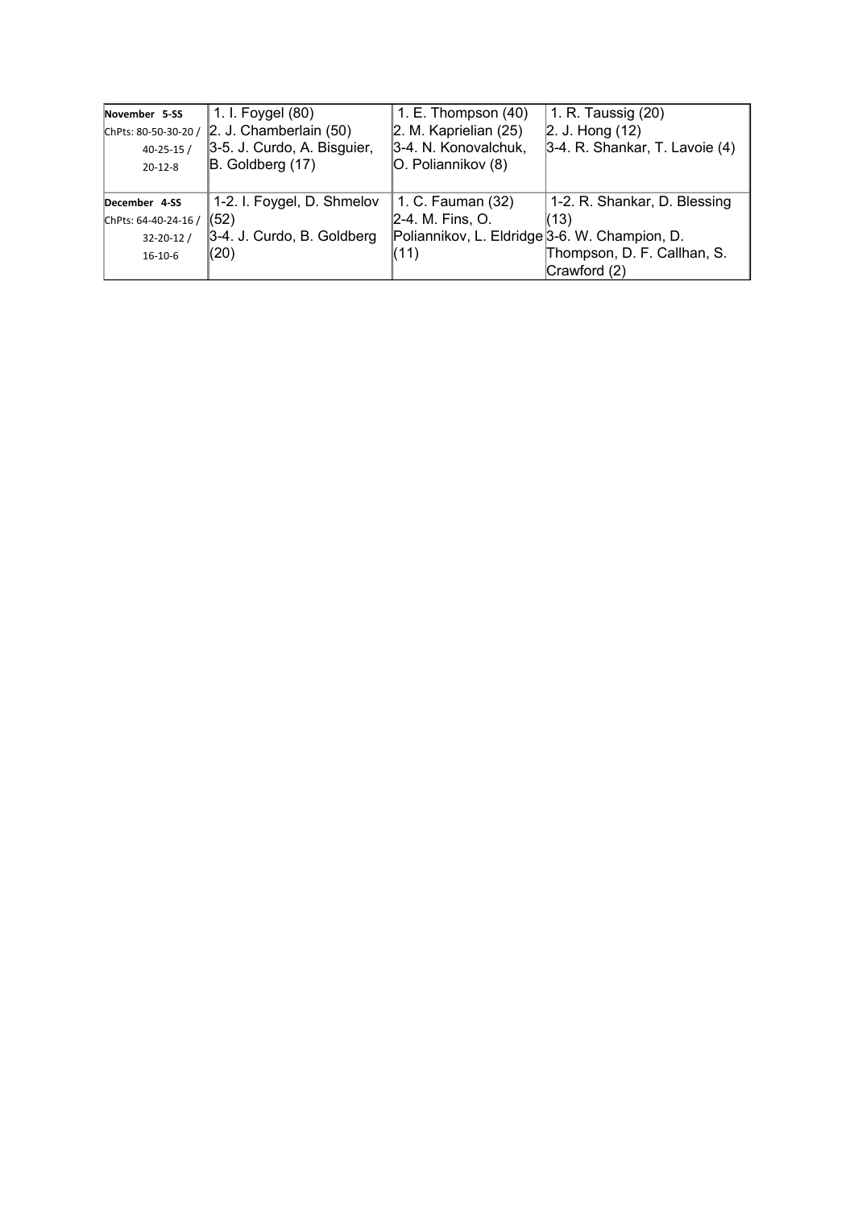| | | | |
|---|---|---|---|
| **November 5-SS**<br>ChPts: 80-50-30-20 / 40-25-15 / 20-12-8 | 1. I. Foygel (80)<br>2. J. Chamberlain (50)<br>3-5. J. Curdo, A. Bisguier, B. Goldberg (17) | 1. E. Thompson (40)<br>2. M. Kaprielian (25)<br>3-4. N. Konovalchuk, O. Poliannikov (8) | 1. R. Taussig (20)<br>2. J. Hong (12)<br>3-4. R. Shankar, T. Lavoie (4) |
| **December 4-SS**<br>ChPts: 64-40-24-16 / 32-20-12 / 16-10-6 | 1-2. I. Foygel, D. Shmelov (52)<br>3-4. J. Curdo, B. Goldberg (20) | 1. C. Fauman (32)<br>2-4. M. Fins, O. Poliannikov, L. Eldridge (11) | 1-2. R. Shankar, D. Blessing (13)<br>3-6. W. Champion, D. Thompson, D. F. Callhan, S. Crawford (2) |